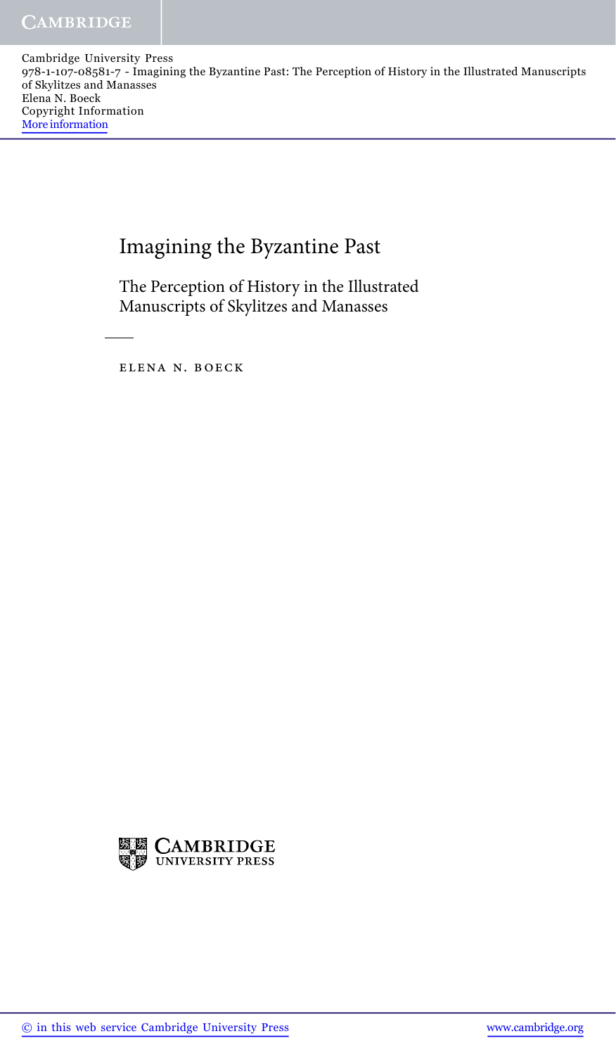# Imagining the Byzantine Past

## The Perception of History in the Illustrated Manuscripts of Skylitzes and Manasses

ELENA N. BOECK

CAMBRIDGE UNIVERSITY PRESS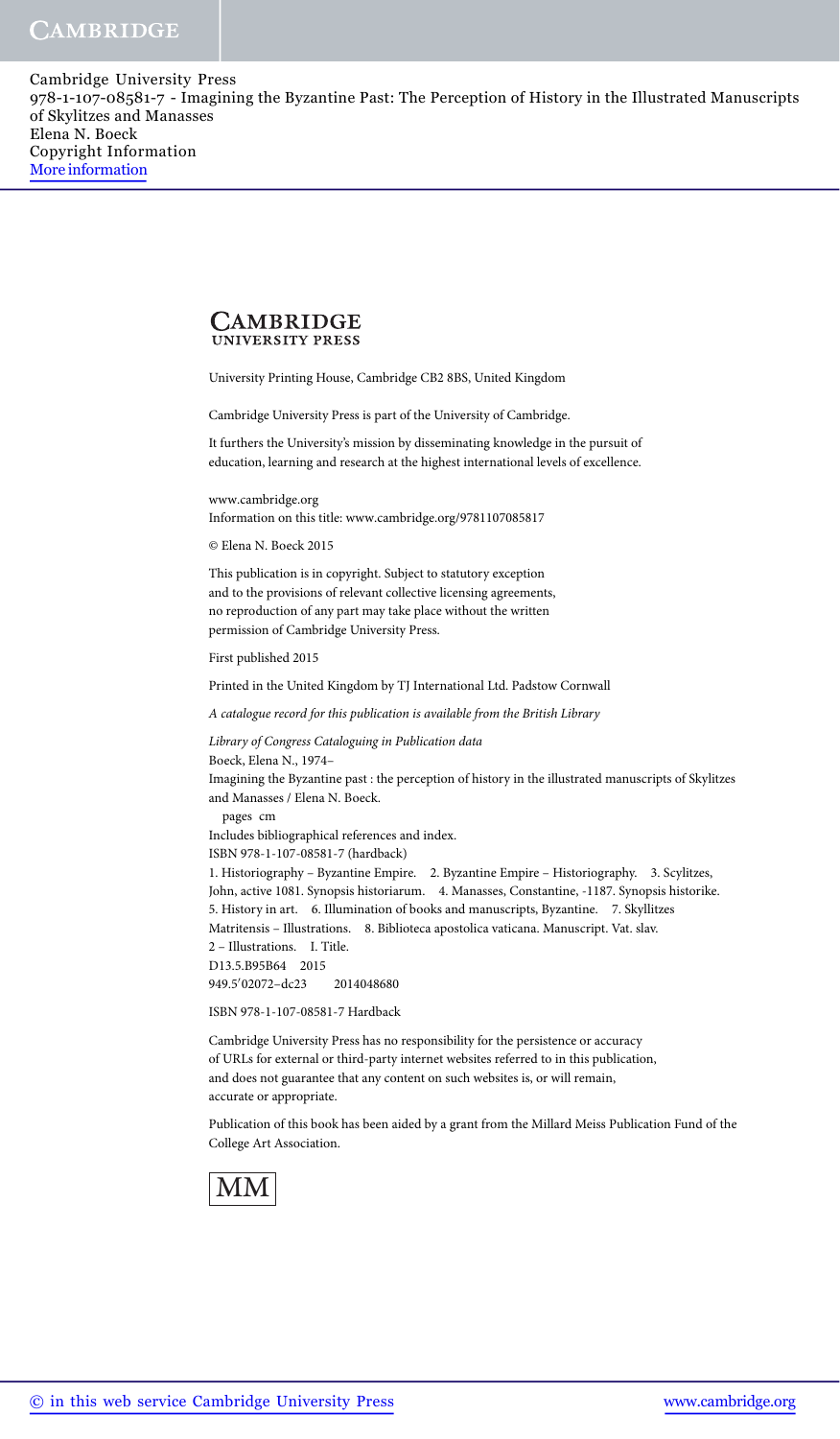**CAMBRIDGE**
UNIVERSITY PRESS

University Printing House, Cambridge CB2 8BS, United Kingdom

Cambridge University Press is part of the University of Cambridge.

It furthers the University's mission by disseminating knowledge in the pursuit of education, learning and research at the highest international levels of excellence.

www.cambridge.org
Information on this title: www.cambridge.org/9781107085817

© Elena N. Boeck 2015

This publication is in copyright. Subject to statutory exception and to the provisions of relevant collective licensing agreements, no reproduction of any part may take place without the written permission of Cambridge University Press.

First published 2015

Printed in the United Kingdom by TJ International Ltd. Padstow Cornwall

*A catalogue record for this publication is available from the British Library*

*Library of Congress Cataloguing in Publication data*
Boeck, Elena N., 1974–
Imagining the Byzantine past : the perception of history in the illustrated manuscripts of Skylitzes and Manasses / Elena N. Boeck.
pages cm
Includes bibliographical references and index.
ISBN 978-1-107-08581-7 (hardback)
1. Historiography – Byzantine Empire. 2. Byzantine Empire – Historiography. 3. Scylitzes, John, active 1081. Synopsis historiarum. 4. Manasses, Constantine, -1187. Synopsis historike. 5. History in art. 6. Illumination of books and manuscripts, Byzantine. 7. Skyllitzes Matritensis – Illustrations. 8. Biblioteca apostolica vaticana. Manuscript. Vat. slav. 2 – Illustrations. I. Title.
D13.5.B95B64 2015
949.5′02072–dc23 2014048680

ISBN 978-1-107-08581-7 Hardback

Cambridge University Press has no responsibility for the persistence or accuracy of URLs for external or third-party internet websites referred to in this publication, and does not guarantee that any content on such websites is, or will remain, accurate or appropriate.

Publication of this book has been aided by a grant from the Millard Meiss Publication Fund of the College Art Association.

MM